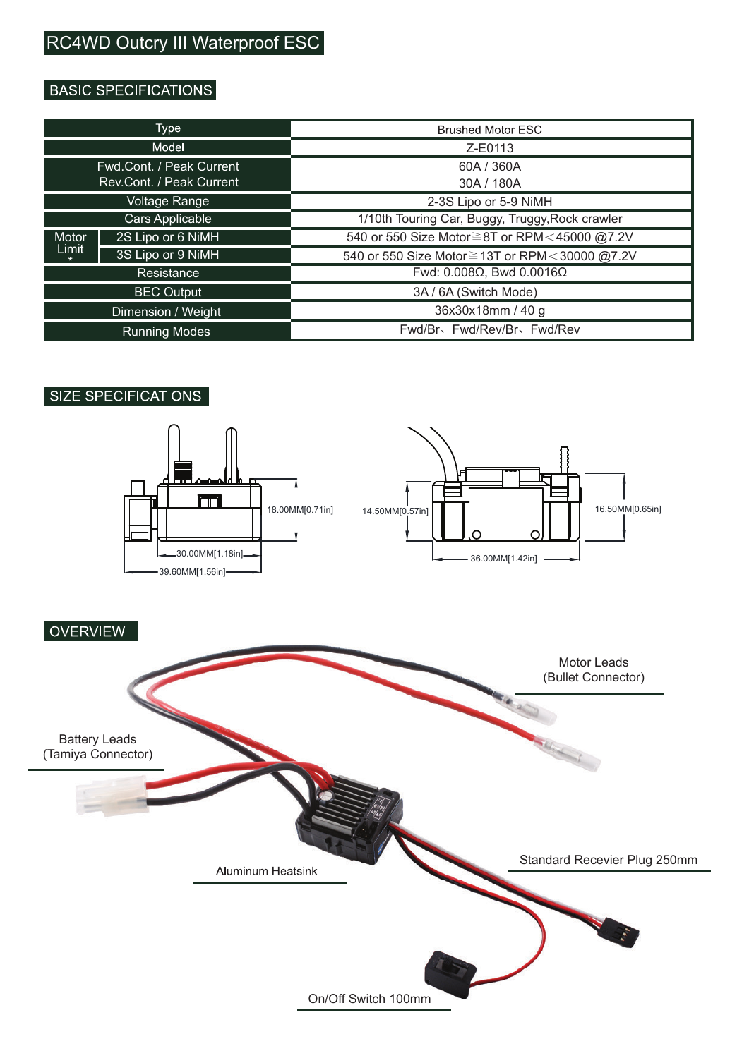# RC4WD Outcry III Waterproof ESC

## BASIC SPECIFICATIONS

| | | |
|---|---|---|
| Type | | Brushed Motor ESC |
| Model | | Z-E0113 |
| Fwd.Cont. / Peak Current<br>Rev.Cont. / Peak Current | | 60A / 360A<br>30A / 180A |
| Voltage Range | | 2-3S Lipo or 5-9 NiMH |
| Cars Applicable | | 1/10th Touring Car, Buggy, Truggy,Rock crawler |
| Motor Limit * | 2S Lipo or 6 NiMH | 540 or 550 Size Motor≧8T or RPM＜45000 @7.2V |
| | 3S Lipo or 9 NiMH | 540 or 550 Size Motor≧13T or RPM＜30000 @7.2V |
| Resistance | | Fwd: 0.008Ω, Bwd 0.0016Ω |
| BEC Output | | 3A / 6A (Switch Mode) |
| Dimension / Weight | | 36x30x18mm / 40 g |
| Running Modes | | Fwd/Br、Fwd/Rev/Br、Fwd/Rev |

## SIZE SPECIFICATIONS

18.00MM[0.71in]

30.00MM[1.18in]

39.60MM[1.56in]

14.50MM[0.57in]

16.50MM[0.65in]

36.00MM[1.42in]

## OVERVIEW

Motor Leads (Bullet Connector)

Battery Leads (Tamiya Connector)

Aluminum Heatsink

Standard Recevier Plug 250mm

On/Off Switch 100mm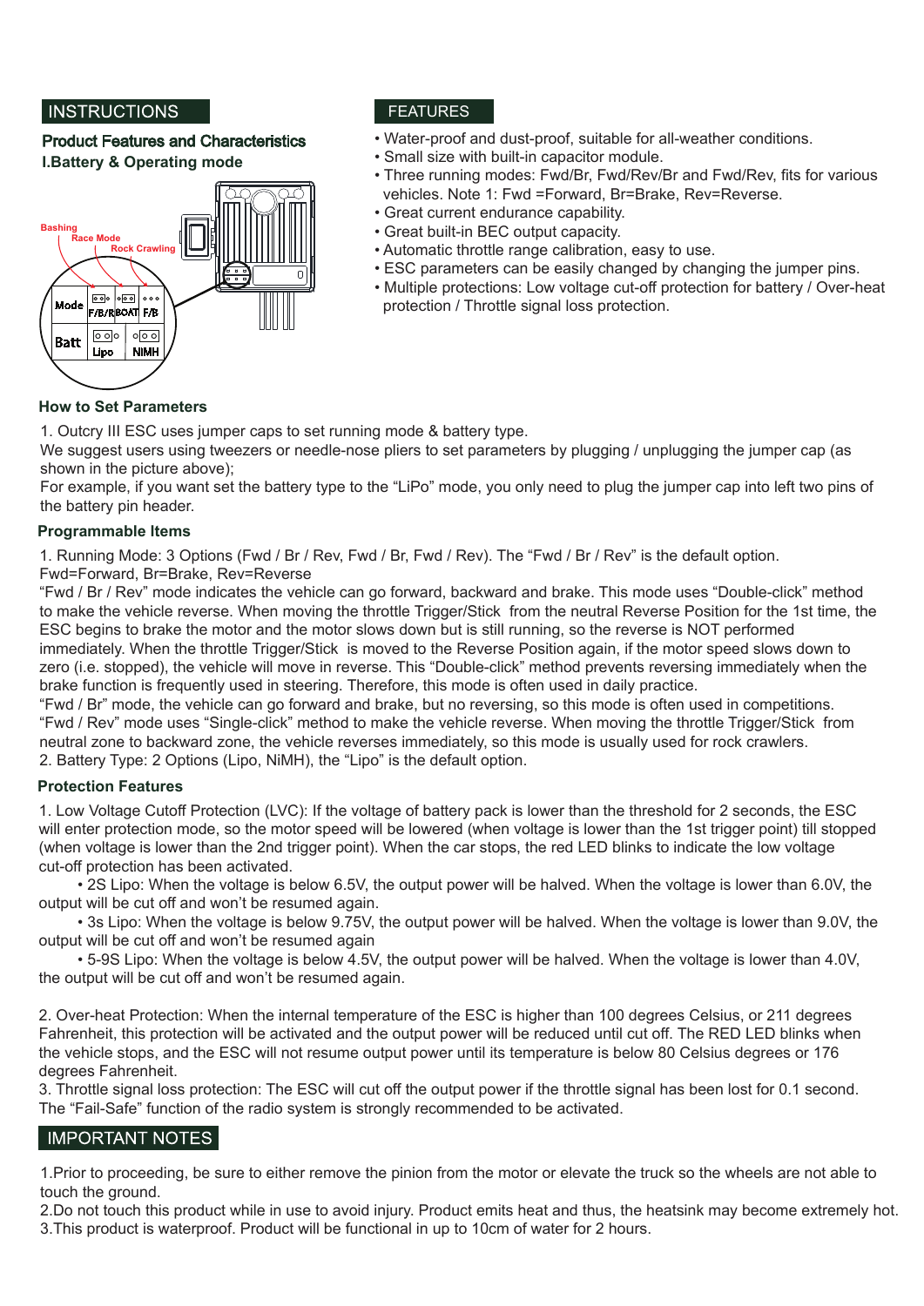## INSTRUCTIONS

### Product Features and Characteristics

**I.Battery & Operating mode**

Bashing
Race Mode
Rock Crawling
Mode F/B/R BOAT F/B
Batt Lipo NIMH

## FEATURES

- Water-proof and dust-proof, suitable for all-weather conditions.
- Small size with built-in capacitor module.
- Three running modes: Fwd/Br, Fwd/Rev/Br and Fwd/Rev, fits for various vehicles. Note 1: Fwd =Forward, Br=Brake, Rev=Reverse.
- Great current endurance capability.
- Great built-in BEC output capacity.
- Automatic throttle range calibration, easy to use.
- ESC parameters can be easily changed by changing the jumper pins.
- Multiple protections: Low voltage cut-off protection for battery / Over-heat protection / Throttle signal loss protection.

### How to Set Parameters

1. Outcry III ESC uses jumper caps to set running mode & battery type.
We suggest users using tweezers or needle-nose pliers to set parameters by plugging / unplugging the jumper cap (as shown in the picture above);
For example, if you want set the battery type to the “LiPo” mode, you only need to plug the jumper cap into left two pins of the battery pin header.

### Programmable Items

1. Running Mode: 3 Options (Fwd / Br / Rev, Fwd / Br, Fwd / Rev). The “Fwd / Br / Rev” is the default option.
Fwd=Forward, Br=Brake, Rev=Reverse
“Fwd / Br / Rev” mode indicates the vehicle can go forward, backward and brake. This mode uses “Double-click” method to make the vehicle reverse. When moving the throttle Trigger/Stick from the neutral Reverse Position for the 1st time, the ESC begins to brake the motor and the motor slows down but is still running, so the reverse is NOT performed immediately. When the throttle Trigger/Stick is moved to the Reverse Position again, if the motor speed slows down to zero (i.e. stopped), the vehicle will move in reverse. This “Double-click” method prevents reversing immediately when the brake function is frequently used in steering. Therefore, this mode is often used in daily practice.
“Fwd / Br” mode, the vehicle can go forward and brake, but no reversing, so this mode is often used in competitions.
“Fwd / Rev” mode uses “Single-click” method to make the vehicle reverse. When moving the throttle Trigger/Stick from neutral zone to backward zone, the vehicle reverses immediately, so this mode is usually used for rock crawlers.
2. Battery Type: 2 Options (Lipo, NiMH), the “Lipo” is the default option.

### Protection Features

1. Low Voltage Cutoff Protection (LVC): If the voltage of battery pack is lower than the threshold for 2 seconds, the ESC will enter protection mode, so the motor speed will be lowered (when voltage is lower than the 1st trigger point) till stopped (when voltage is lower than the 2nd trigger point). When the car stops, the red LED blinks to indicate the low voltage cut-off protection has been activated.

- 2S Lipo: When the voltage is below 6.5V, the output power will be halved. When the voltage is lower than 6.0V, the output will be cut off and won’t be resumed again.
- 3s Lipo: When the voltage is below 9.75V, the output power will be halved. When the voltage is lower than 9.0V, the output will be cut off and won’t be resumed again
- 5-9S Lipo: When the voltage is below 4.5V, the output power will be halved. When the voltage is lower than 4.0V, the output will be cut off and won’t be resumed again.

2. Over-heat Protection: When the internal temperature of the ESC is higher than 100 degrees Celsius, or 211 degrees Fahrenheit, this protection will be activated and the output power will be reduced until cut off. The RED LED blinks when the vehicle stops, and the ESC will not resume output power until its temperature is below 80 Celsius degrees or 176 degrees Fahrenheit.
3. Throttle signal loss protection: The ESC will cut off the output power if the throttle signal has been lost for 0.1 second. The “Fail-Safe” function of the radio system is strongly recommended to be activated.

## IMPORTANT NOTES

1.Prior to proceeding, be sure to either remove the pinion from the motor or elevate the truck so the wheels are not able to touch the ground.
2.Do not touch this product while in use to avoid injury. Product emits heat and thus, the heatsink may become extremely hot.
3.This product is waterproof. Product will be functional in up to 10cm of water for 2 hours.